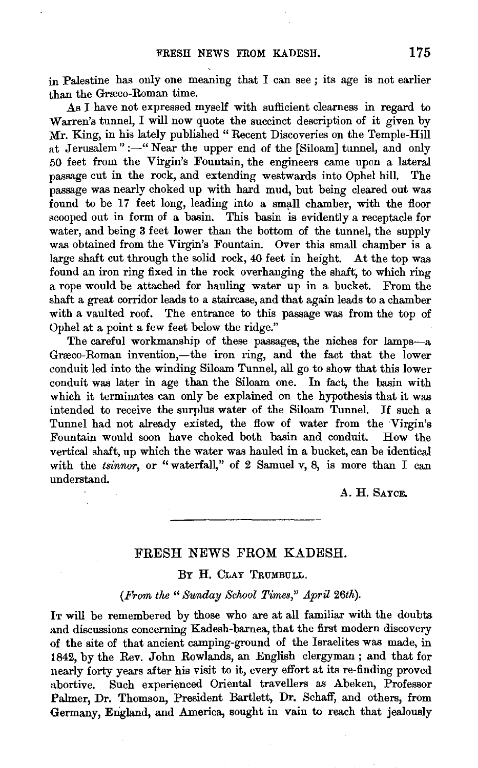in Palestine has only one meaning that I can see; its age is not earlier than the Græco-Roman time.

As I have not expressed myself with sufficient clearness in regard to Warren's tunnel, I will now quote the succinct description of it given by Mr. King, in his lately published "Recent Discoveries on the Temple-Hill at Jerusalem":—"Near the upper end of the [Siloam] tunnel, and only 50 feet from the Virgin's Fountain, the engineers came upon a lateral passage cut in the rock, and extending westwards into Ophel hill. The passage was nearly choked up with hard mud, but being cleared out was found to be 17 feet long, leading into a small chamber, with the floor scooped out in form of a basin. This basin is evidently a receptacle for water, and being 3 feet lower than the bottom of the tunnel, the supply was obtained from the Virgin's Fountain. Over this small chamber is a large shaft cut through the solid rock, 40 feet in height. At the top was found an iron ring fixed in the rock overhanging the shaft, to which ring a rope would be attached for hauling water up in a bucket. From the shaft a great corridor leads to a staircase, and that again leads to a chamber with a vaulted roof. The entrance to this passage was from the top of Ophel at a point a few feet below the ridge."

The careful workmanship of these passages, the niches for lamps—a Græco-Roman invention,—the iron ring, and the fact that the lower conduit led into the winding Siloam Tunnel, all go to show that this lower conduit was later in age than the Siloam one. In fact, the basin with which it terminates can only be explained on the hypothesis that it was intended to receive the surplus water of the Siloam Tunnel. If such a Tunnel had not already existed, the flow of water from the Virgin's Fountain would soon have choked both basin and conduit. How the vertical shaft, up which the water was hauled in a bucket, can be identical with the *tsinnor*, or "waterfall," of 2 Samuel v, 8, is more than I can understand.

A. H. SAYCE.

## FRESH NEWS FROM KADESH.

By H. CLAY TRUMBULL.

*(From the "Sunday School Times," April 26th).*

IT will be remembered by those who are at all familiar with the doubts and discussions concerning Kadesh-barnea, that the first modern discovery of the site of that ancient camping-ground of the Israelites was made, in 1842, by the Rev. John Rowlands, an English clergyman; and that for nearly forty years after his visit to it, every effort at its re-finding proved abortive. Such experienced Oriental travellers as Abeken, Professor Palmer, Dr. Thomson, President Bartlett, Dr. Schaff, and others, from Germany, England, and America, sought in vain to reach that jealously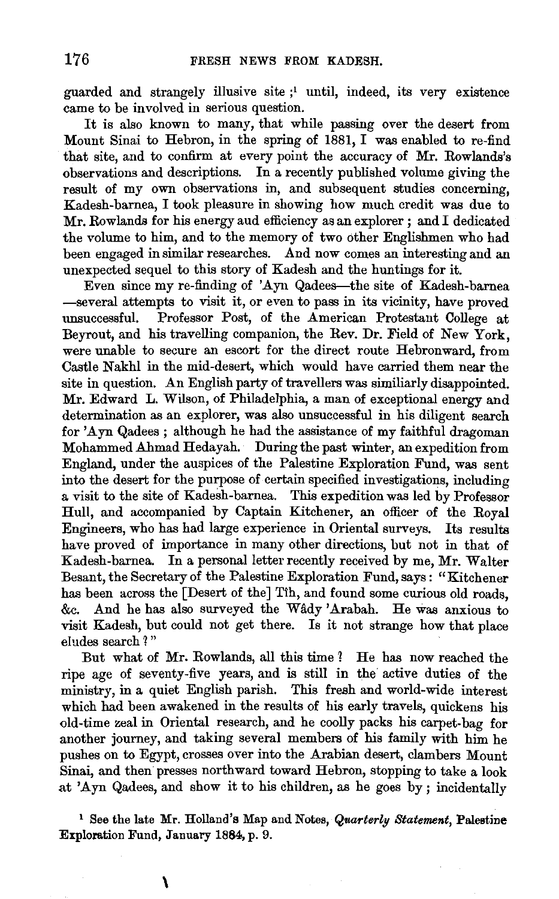guarded and strangely illusive site ;[1] until, indeed, its very existence came to be involved in serious question.

It is also known to many, that while passing over the desert from Mount Sinai to Hebron, in the spring of 1881, I was enabled to re-find that site, and to confirm at every point the accuracy of Mr. Rowlands's observations and descriptions. In a recently published volume giving the result of my own observations in, and subsequent studies concerning, Kadesh-barnea, I took pleasure in showing how much credit was due to Mr. Rowlands for his energy aud efficiency as an explorer ; and I dedicated the volume to him, and to the memory of two other Englishmen who had been engaged in similar researches. And now comes an interesting and an unexpected sequel to this story of Kadesh and the huntings for it.

Even since my re-finding of 'Ayn Qadees—the site of Kadesh-barnea—several attempts to visit it, or even to pass in its vicinity, have proved unsuccessful. Professor Post, of the American Protestant College at Beyrout, and his travelling companion, the Rev. Dr. Field of New York, were unable to secure an escort for the direct route Hebronward, from Castle Nakhl in the mid-desert, which would have carried them near the site in question. An English party of travellers was similiarly disappointed. Mr. Edward L. Wilson, of Philadelphia, a man of exceptional energy and determination as an explorer, was also unsuccessful in his diligent search for 'Ayn Qadees ; although he had the assistance of my faithful dragoman Mohammed Ahmad Hedayah. During the past winter, an expedition from England, under the auspices of the Palestine Exploration Fund, was sent into the desert for the purpose of certain specified investigations, including a visit to the site of Kadesh-barnea. This expedition was led by Professor Hull, and accompanied by Captain Kitchener, an officer of the Royal Engineers, who has had large experience in Oriental surveys. Its results have proved of importance in many other directions, but not in that of Kadesh-barnea. In a personal letter recently received by me, Mr. Walter Besant, the Secretary of the Palestine Exploration Fund, says : "Kitchener has been across the [Desert of the] Tîh, and found some curious old roads, &c. And he has also surveyed the Wâdy 'Arabah. He was anxious to visit Kadesh, but could not get there. Is it not strange how that place eludes search ? "

But what of Mr. Rowlands, all this time ? He has now reached the ripe age of seventy-five years, and is still in the active duties of the ministry, in a quiet English parish. This fresh and world-wide interest which had been awakened in the results of his early travels, quickens his old-time zeal in Oriental research, and he coolly packs his carpet-bag for another journey, and taking several members of his family with him he pushes on to Egypt, crosses over into the Arabian desert, clambers Mount Sinai, and then presses northward toward Hebron, stopping to take a look at 'Ayn Qadees, and show it to his children, as he goes by ; incidentally

[1] See the late Mr. Holland's Map and Notes, *Quarterly Statement*, Palestine Exploration Fund, January 1884, p. 9.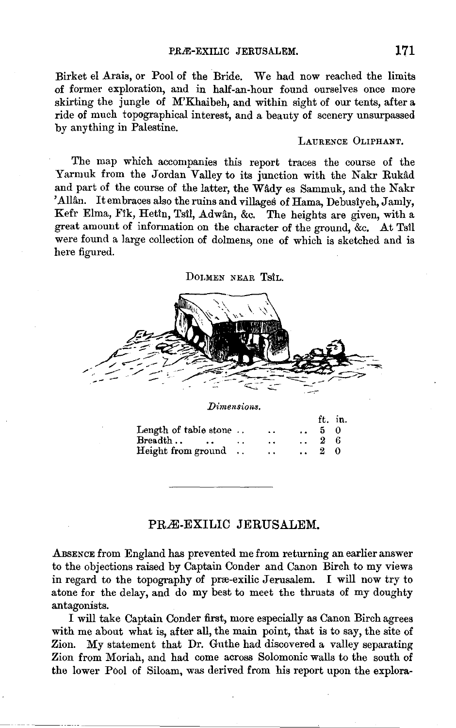Birket el Arais, or Pool of the Bride. We had now reached the limits of former exploration, and in half-an-hour found ourselves once more skirting the jungle of M'Khaibeh, and within sight of our tents, after a ride of much topographical interest, and a beauty of scenery unsurpassed by anything in Palestine.

Laurence Oliphant.

The map which accompanies this report traces the course of the Yarmuk from the Jordan Valley to its junction with the Nakr Rukâd and part of the course of the latter, the Wâdy es Sammuk, and the Nakr 'Allân. It embraces also the ruins and villages of Hama, Debusîyeh, Jamly, Kefr Elma, Fîk, Hetîn, Tsîl, Adwân, &c. The heights are given, with a great amount of information on the character of the ground, &c. At Tsîl were found a large collection of dolmens, one of which is sketched and is here figured.

Dolmen near Tsîl.

*Dimensions.*

| | ft. | in. |
|---|---|---|
| Length of table stone .. .. .. | 5 | 0 |
| Breadth .. .. .. .. .. | 2 | 6 |
| Height from ground .. .. .. | 2 | 0 |

---

## PRÆ-EXILIC JERUSALEM.

Absence from England has prevented me from returning an earlier answer to the objections raised by Captain Conder and Canon Birch to my views in regard to the topography of præ-exilic Jerusalem. I will now try to atone for the delay, and do my best to meet the thrusts of my doughty antagonists.

I will take Captain Conder first, more especially as Canon Birch agrees with me about what is, after all, the main point, that is to say, the site of Zion. My statement that Dr. Guthe had discovered a valley separating Zion from Moriah, and had come across Solomonic walls to the south of the lower Pool of Siloam, was derived from his report upon the explora-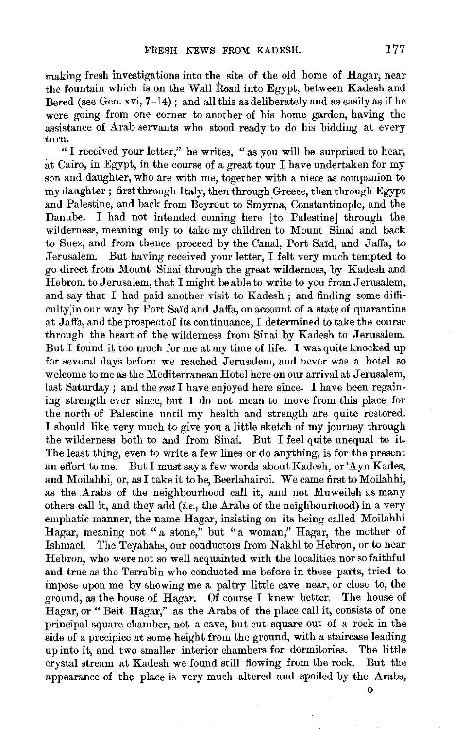making fresh investigations into the site of the old home of Hagar, near the fountain which is on the Wall Road into Egypt, between Kadesh and Bered (see Gen. xvi, 7–14); and all this as deliberately and as easily as if he were going from one corner to another of his home garden, having the assistance of Arab servants who stood ready to do his bidding at every turn.

"I received your letter," he writes, "as you will be surprised to hear, at Cairo, in Egypt, in the course of a great tour I have undertaken for my son and daughter, who are with me, together with a niece as companion to my daughter; first through Italy, then through Greece, then through Egypt and Palestine, and back from Beyrout to Smyrna, Constantinople, and the Danube. I had not intended coming here [to Palestine] through the wilderness, meaning only to take my children to Mount Sinai and back to Suez, and from thence proceed by the Canal, Port Saïd, and Jaffa, to Jerusalem. But having received your letter, I felt very much tempted to go direct from Mount Sinai through the great wilderness, by Kadesh and Hebron, to Jerusalem, that I might be able to write to you from Jerusalem, and say that I had paid another visit to Kadesh; and finding some difficulty in our way by Port Saïd and Jaffa, on account of a state of quarantine at Jaffa, and the prospect of its continuance, I determined to take the course through the heart of the wilderness from Sinai by Kadesh to Jerusalem. But I found it too much for me at my time of life. I was quite knocked up for several days before we reached Jerusalem, and never was a hotel so welcome to me as the Mediterranean Hotel here on our arrival at Jerusalem, last Saturday; and the *rest* I have enjoyed here since. I have been regaining strength ever since, but I do not mean to move from this place for the north of Palestine until my health and strength are quite restored. I should like very much to give you a little sketch of my journey through the wilderness both to and from Sinai. But I feel quite unequal to it. The least thing, even to write a few lines or do anything, is for the present an effort to me. But I must say a few words about Kadesh, or 'Ayn Kades, and Moilahhi, or, as I take it to be, Beerlahairoi. We came first to Moilahhi, as the Arabs of the neighbourhood call it, and not Muweileh as many others call it, and they add (*i.e.*, the Arabs of the neighbourhood) in a very emphatic manner, the name Hagar, insisting on its being called Moilahhi Hagar, meaning not "a stone," but "a woman," Hagar, the mother of Ishmael. The Teyahahs, our conductors from Nakhl to Hebron, or to near Hebron, who were not so well acquainted with the localities nor so faithful and true as the Terrabin who conducted me before in these parts, tried to impose upon me by showing me a paltry little cave near, or close to, the ground, as the house of Hagar. Of course I knew better. The house of Hagar, or "Beit Hagar," as the Arabs of the place call it, consists of one principal square chamber, not a cave, but cut square out of a rock in the side of a precipice at some height from the ground, with a staircase leading up into it, and two smaller interior chambers for dormitories. The little crystal stream at Kadesh we found still flowing from the rock. But the appearance of the place is very much altered and spoiled by the Arabs,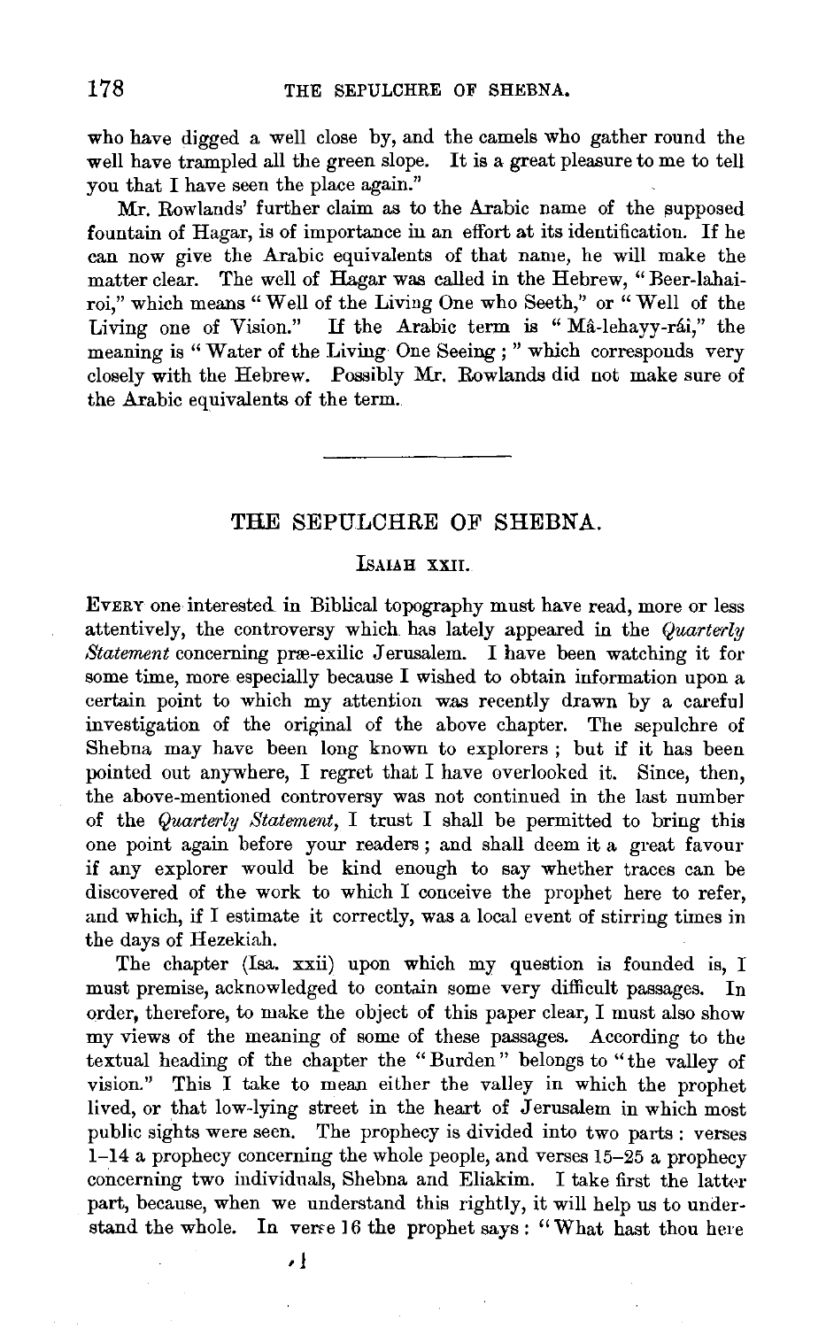who have digged a well close by, and the camels who gather round the well have trampled all the green slope. It is a great pleasure to me to tell you that I have seen the place again."

Mr. Rowlands' further claim as to the Arabic name of the supposed fountain of Hagar, is of importance in an effort at its identification. If he can now give the Arabic equivalents of that name, he will make the matter clear. The well of Hagar was called in the Hebrew, "Beer-lahai-roi," which means "Well of the Living One who Seeth," or "Well of the Living one of Vision." If the Arabic term is "Mâ-lehayy-râi," the meaning is "Water of the Living One Seeing;" which corresponds very closely with the Hebrew. Possibly Mr. Rowlands did not make sure of the Arabic equivalents of the term.

---

## THE SEPULCHRE OF SHEBNA.

### Isaiah xxii.

Every one interested in Biblical topography must have read, more or less attentively, the controversy which has lately appeared in the *Quarterly Statement* concerning præ-exilic Jerusalem. I have been watching it for some time, more especially because I wished to obtain information upon a certain point to which my attention was recently drawn by a careful investigation of the original of the above chapter. The sepulchre of Shebna may have been long known to explorers; but if it has been pointed out anywhere, I regret that I have overlooked it. Since, then, the above-mentioned controversy was not continued in the last number of the *Quarterly Statement*, I trust I shall be permitted to bring this one point again before your readers; and shall deem it a great favour if any explorer would be kind enough to say whether traces can be discovered of the work to which I conceive the prophet here to refer, and which, if I estimate it correctly, was a local event of stirring times in the days of Hezekiah.

The chapter (Isa. xxii) upon which my question is founded is, I must premise, acknowledged to contain some very difficult passages. In order, therefore, to make the object of this paper clear, I must also show my views of the meaning of some of these passages. According to the textual heading of the chapter the "Burden" belongs to "the valley of vision." This I take to mean either the valley in which the prophet lived, or that low-lying street in the heart of Jerusalem in which most public sights were seen. The prophecy is divided into two parts: verses 1–14 a prophecy concerning the whole people, and verses 15–25 a prophecy concerning two individuals, Shebna and Eliakim. I take first the latter part, because, when we understand this rightly, it will help us to understand the whole. In verse 16 the prophet says: "What hast thou here